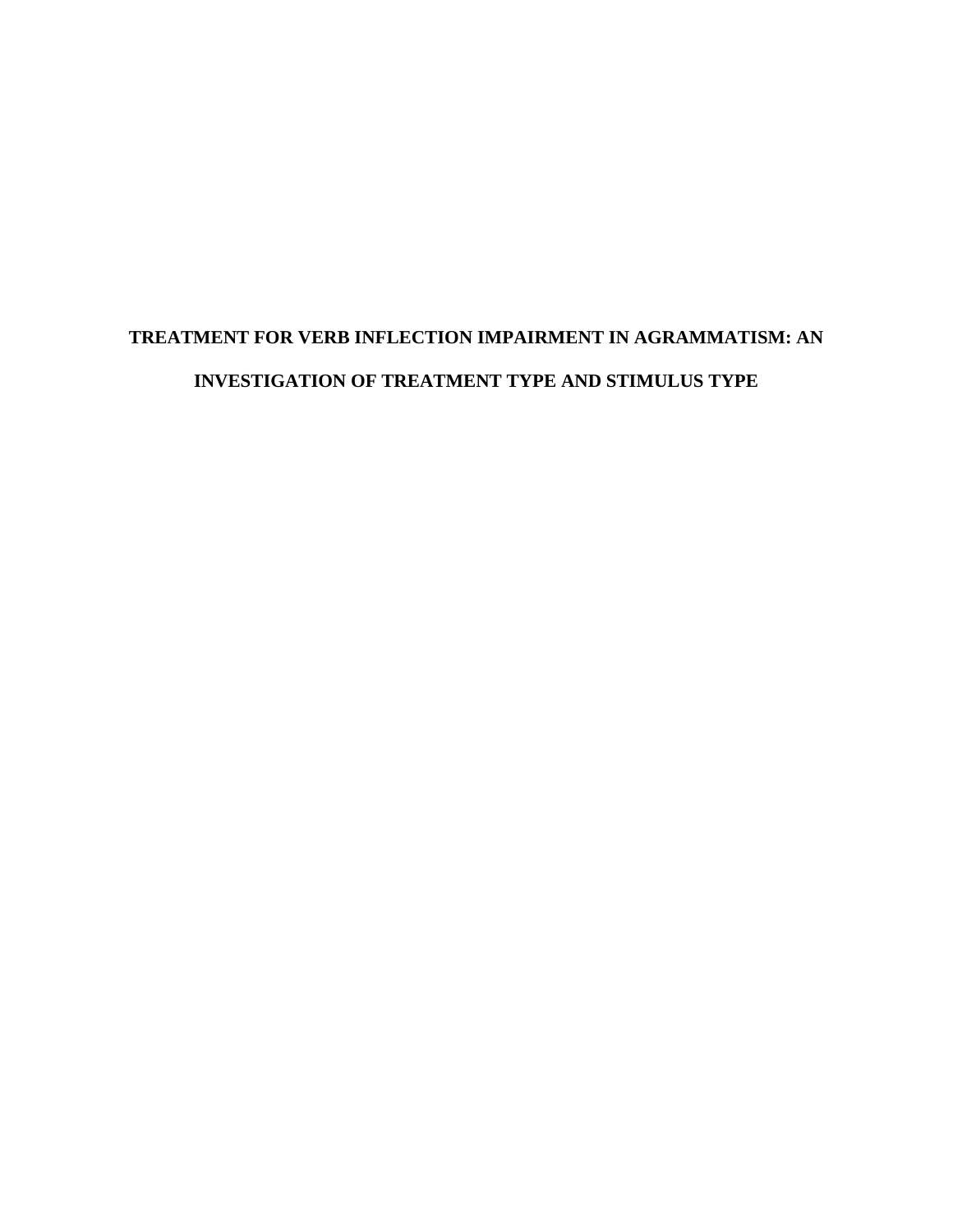# TREATMENT FOR VERB INFLECTION IMPAIRMENT IN AGRAMMATISM: AN INVESTIGATION OF TREATMENT TYPE AND STIMULUS TYPE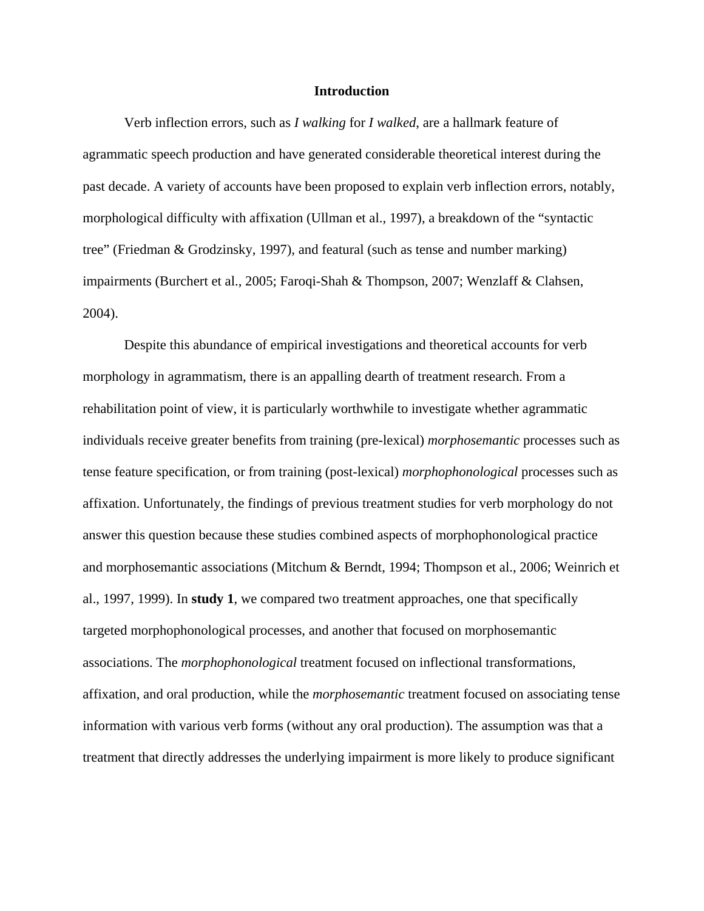## Introduction

Verb inflection errors, such as *I walking* for *I walked*, are a hallmark feature of agrammatic speech production and have generated considerable theoretical interest during the past decade. A variety of accounts have been proposed to explain verb inflection errors, notably, morphological difficulty with affixation (Ullman et al., 1997), a breakdown of the "syntactic tree" (Friedman & Grodzinsky, 1997), and featural (such as tense and number marking) impairments (Burchert et al., 2005; Faroqi-Shah & Thompson, 2007; Wenzlaff & Clahsen, 2004).

Despite this abundance of empirical investigations and theoretical accounts for verb morphology in agrammatism, there is an appalling dearth of treatment research. From a rehabilitation point of view, it is particularly worthwhile to investigate whether agrammatic individuals receive greater benefits from training (pre-lexical) *morphosemantic* processes such as tense feature specification, or from training (post-lexical) *morphophonological* processes such as affixation. Unfortunately, the findings of previous treatment studies for verb morphology do not answer this question because these studies combined aspects of morphophonological practice and morphosemantic associations (Mitchum & Berndt, 1994; Thompson et al., 2006; Weinrich et al., 1997, 1999). In **study 1**, we compared two treatment approaches, one that specifically targeted morphophonological processes, and another that focused on morphosemantic associations. The *morphophonological* treatment focused on inflectional transformations, affixation, and oral production, while the *morphosemantic* treatment focused on associating tense information with various verb forms (without any oral production). The assumption was that a treatment that directly addresses the underlying impairment is more likely to produce significant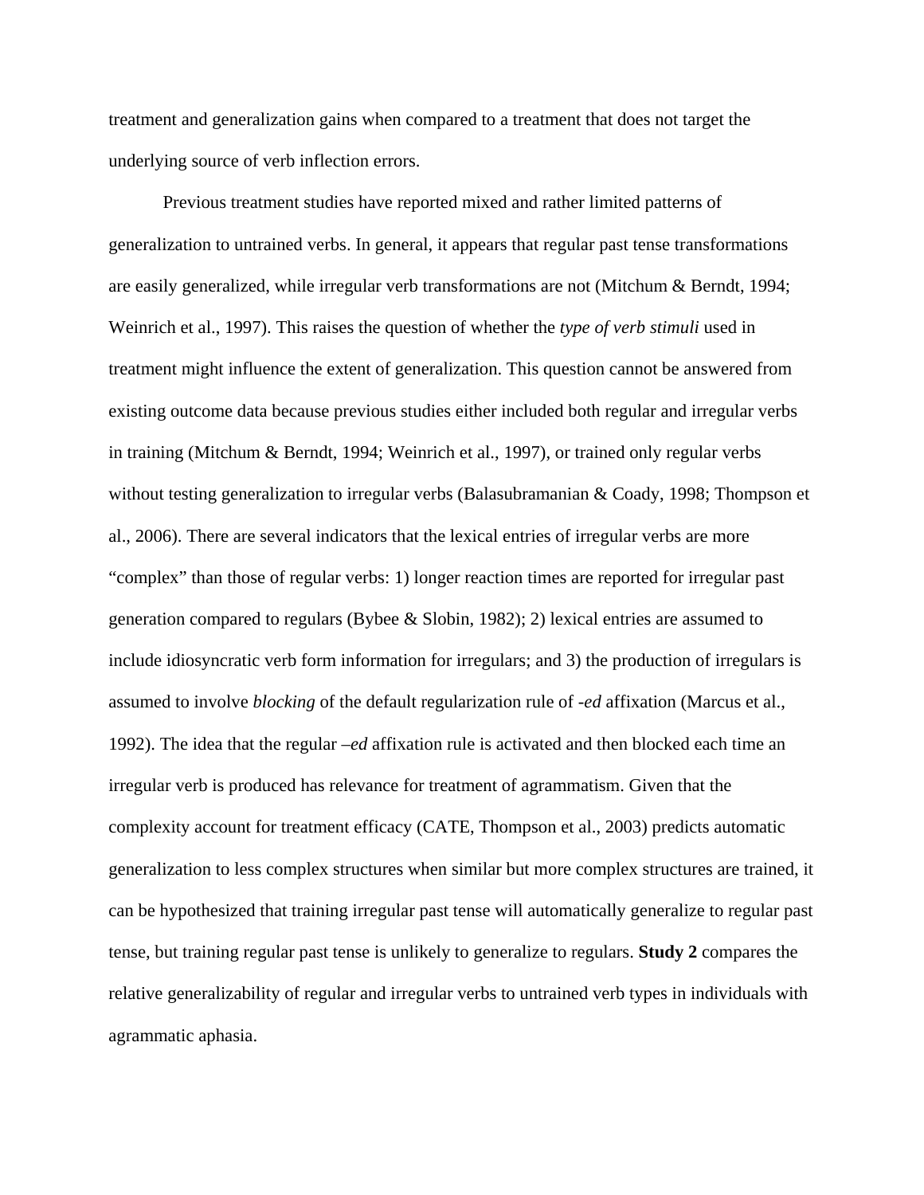treatment and generalization gains when compared to a treatment that does not target the underlying source of verb inflection errors.

Previous treatment studies have reported mixed and rather limited patterns of generalization to untrained verbs. In general, it appears that regular past tense transformations are easily generalized, while irregular verb transformations are not (Mitchum & Berndt, 1994; Weinrich et al., 1997). This raises the question of whether the *type of verb stimuli* used in treatment might influence the extent of generalization. This question cannot be answered from existing outcome data because previous studies either included both regular and irregular verbs in training (Mitchum & Berndt, 1994; Weinrich et al., 1997), or trained only regular verbs without testing generalization to irregular verbs (Balasubramanian & Coady, 1998; Thompson et al., 2006). There are several indicators that the lexical entries of irregular verbs are more "complex" than those of regular verbs: 1) longer reaction times are reported for irregular past generation compared to regulars (Bybee & Slobin, 1982); 2) lexical entries are assumed to include idiosyncratic verb form information for irregulars; and 3) the production of irregulars is assumed to involve *blocking* of the default regularization rule of *-ed* affixation (Marcus et al., 1992). The idea that the regular *–ed* affixation rule is activated and then blocked each time an irregular verb is produced has relevance for treatment of agrammatism. Given that the complexity account for treatment efficacy (CATE, Thompson et al., 2003) predicts automatic generalization to less complex structures when similar but more complex structures are trained, it can be hypothesized that training irregular past tense will automatically generalize to regular past tense, but training regular past tense is unlikely to generalize to regulars. **Study 2** compares the relative generalizability of regular and irregular verbs to untrained verb types in individuals with agrammatic aphasia.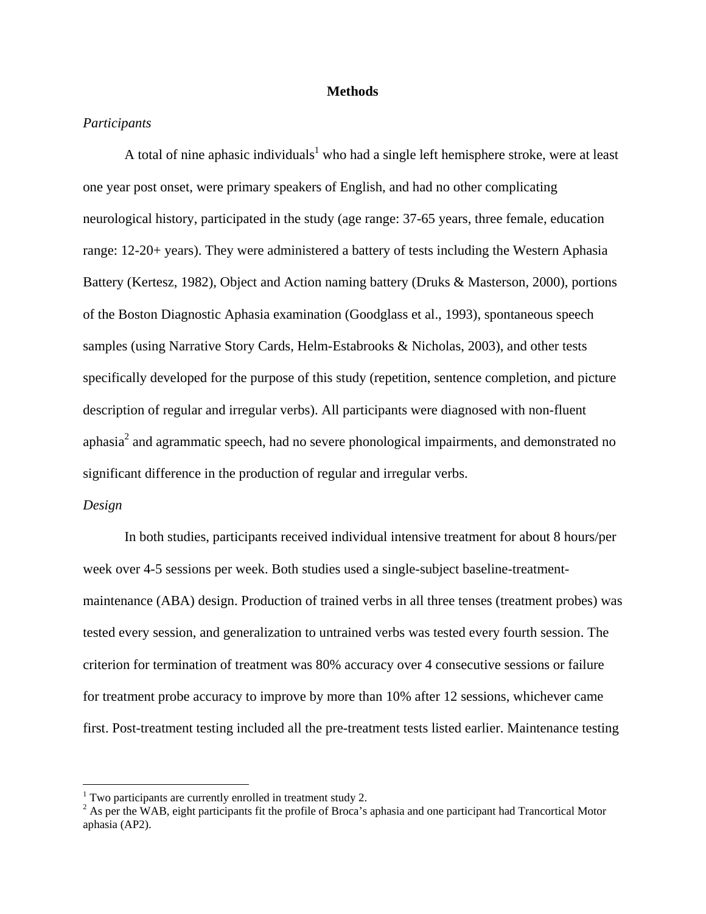## Methods

### *Participants*

A total of nine aphasic individuals[1] who had a single left hemisphere stroke, were at least one year post onset, were primary speakers of English, and had no other complicating neurological history, participated in the study (age range: 37-65 years, three female, education range: 12-20+ years). They were administered a battery of tests including the Western Aphasia Battery (Kertesz, 1982), Object and Action naming battery (Druks & Masterson, 2000), portions of the Boston Diagnostic Aphasia examination (Goodglass et al., 1993), spontaneous speech samples (using Narrative Story Cards, Helm-Estabrooks & Nicholas, 2003), and other tests specifically developed for the purpose of this study (repetition, sentence completion, and picture description of regular and irregular verbs). All participants were diagnosed with non-fluent aphasia[2] and agrammatic speech, had no severe phonological impairments, and demonstrated no significant difference in the production of regular and irregular verbs.

### *Design*

In both studies, participants received individual intensive treatment for about 8 hours/per week over 4-5 sessions per week. Both studies used a single-subject baseline-treatment-maintenance (ABA) design. Production of trained verbs in all three tenses (treatment probes) was tested every session, and generalization to untrained verbs was tested every fourth session. The criterion for termination of treatment was 80% accuracy over 4 consecutive sessions or failure for treatment probe accuracy to improve by more than 10% after 12 sessions, whichever came first. Post-treatment testing included all the pre-treatment tests listed earlier. Maintenance testing

---

[1] Two participants are currently enrolled in treatment study 2.

[2] As per the WAB, eight participants fit the profile of Broca's aphasia and one participant had Trancortical Motor aphasia (AP2).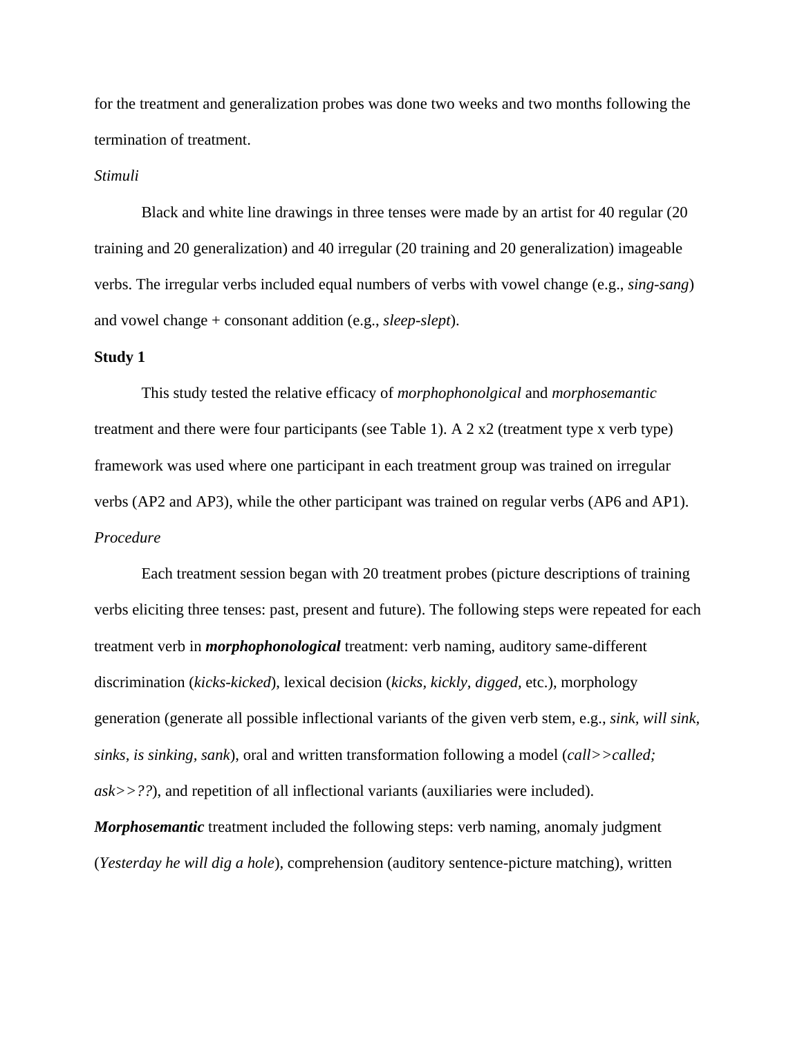for the treatment and generalization probes was done two weeks and two months following the termination of treatment.

*Stimuli*

Black and white line drawings in three tenses were made by an artist for 40 regular (20 training and 20 generalization) and 40 irregular (20 training and 20 generalization) imageable verbs. The irregular verbs included equal numbers of verbs with vowel change (e.g., *sing-sang*) and vowel change + consonant addition (e.g., *sleep-slept*).

**Study 1**

This study tested the relative efficacy of *morphophonolgical* and *morphosemantic* treatment and there were four participants (see Table 1). A 2 x2 (treatment type x verb type) framework was used where one participant in each treatment group was trained on irregular verbs (AP2 and AP3), while the other participant was trained on regular verbs (AP6 and AP1).

*Procedure*

Each treatment session began with 20 treatment probes (picture descriptions of training verbs eliciting three tenses: past, present and future). The following steps were repeated for each treatment verb in ***morphophonological*** treatment: verb naming, auditory same-different discrimination (*kicks-kicked*), lexical decision (*kicks, kickly, digged*, etc.), morphology generation (generate all possible inflectional variants of the given verb stem, e.g., *sink, will sink, sinks, is sinking, sank*), oral and written transformation following a model (*call>>called; ask>>??*), and repetition of all inflectional variants (auxiliaries were included). ***Morphosemantic*** treatment included the following steps: verb naming, anomaly judgment (*Yesterday he will dig a hole*), comprehension (auditory sentence-picture matching), written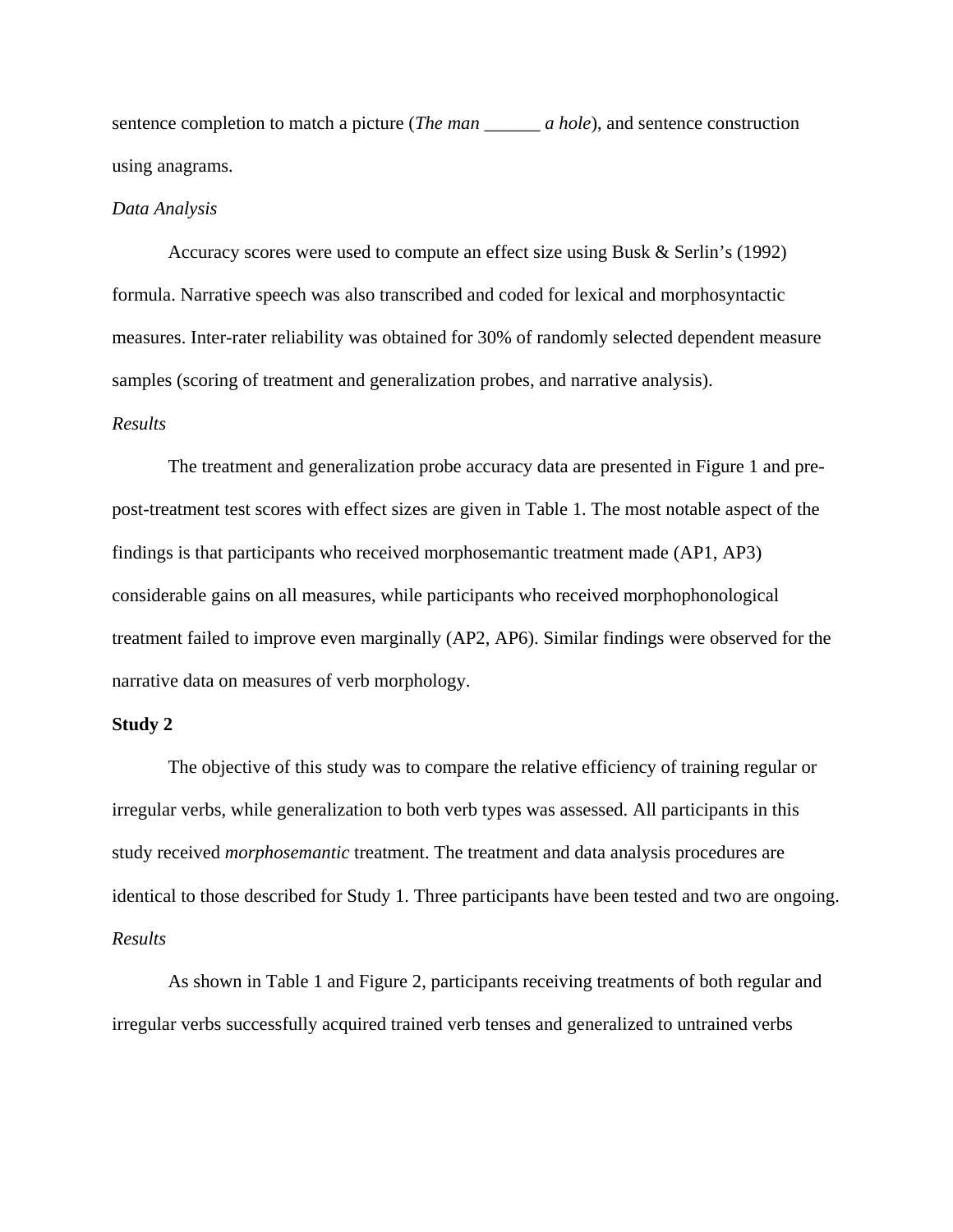sentence completion to match a picture (*The man ______ a hole*), and sentence construction using anagrams.

*Data Analysis*

Accuracy scores were used to compute an effect size using Busk & Serlin's (1992) formula. Narrative speech was also transcribed and coded for lexical and morphosyntactic measures. Inter-rater reliability was obtained for 30% of randomly selected dependent measure samples (scoring of treatment and generalization probes, and narrative analysis).

*Results*

The treatment and generalization probe accuracy data are presented in Figure 1 and pre-post-treatment test scores with effect sizes are given in Table 1. The most notable aspect of the findings is that participants who received morphosemantic treatment made (AP1, AP3) considerable gains on all measures, while participants who received morphophonological treatment failed to improve even marginally (AP2, AP6). Similar findings were observed for the narrative data on measures of verb morphology.

**Study 2**

The objective of this study was to compare the relative efficiency of training regular or irregular verbs, while generalization to both verb types was assessed. All participants in this study received *morphosemantic* treatment. The treatment and data analysis procedures are identical to those described for Study 1. Three participants have been tested and two are ongoing.

*Results*

As shown in Table 1 and Figure 2, participants receiving treatments of both regular and irregular verbs successfully acquired trained verb tenses and generalized to untrained verbs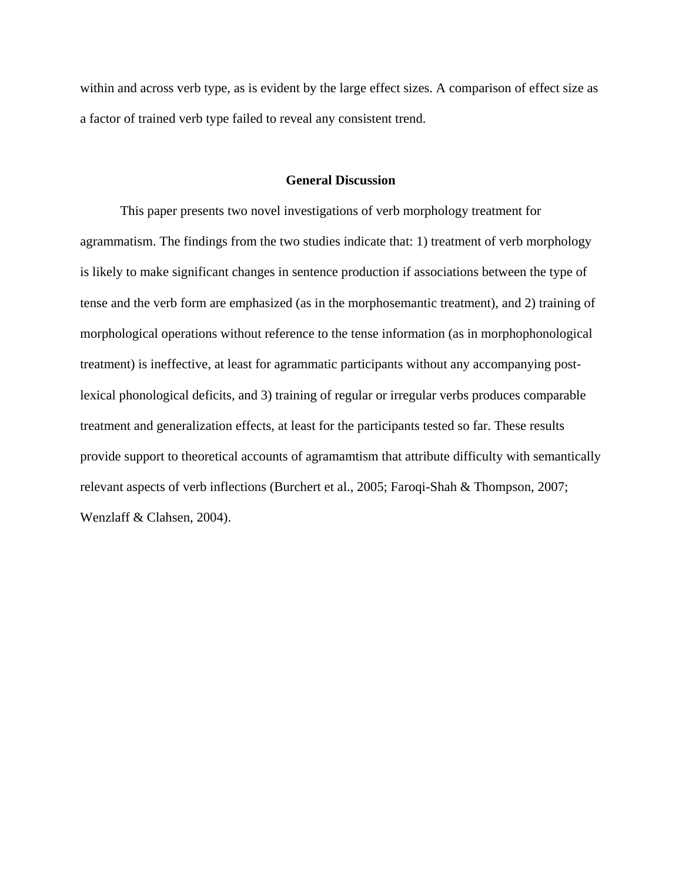within and across verb type, as is evident by the large effect sizes. A comparison of effect size as a factor of trained verb type failed to reveal any consistent trend.

## General Discussion

This paper presents two novel investigations of verb morphology treatment for agrammatism. The findings from the two studies indicate that: 1) treatment of verb morphology is likely to make significant changes in sentence production if associations between the type of tense and the verb form are emphasized (as in the morphosemantic treatment), and 2) training of morphological operations without reference to the tense information (as in morphophonological treatment) is ineffective, at least for agrammatic participants without any accompanying post-lexical phonological deficits, and 3) training of regular or irregular verbs produces comparable treatment and generalization effects, at least for the participants tested so far. These results provide support to theoretical accounts of agramamtism that attribute difficulty with semantically relevant aspects of verb inflections (Burchert et al., 2005; Faroqi-Shah & Thompson, 2007; Wenzlaff & Clahsen, 2004).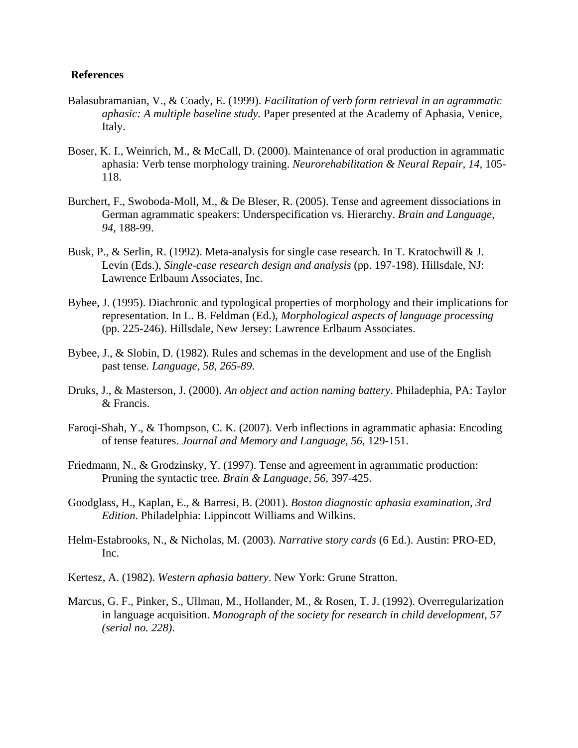**References**

Balasubramanian, V., & Coady, E. (1999). *Facilitation of verb form retrieval in an agrammatic aphasic: A multiple baseline study.* Paper presented at the Academy of Aphasia, Venice, Italy.

Boser, K. I., Weinrich, M., & McCall, D. (2000). Maintenance of oral production in agrammatic aphasia: Verb tense morphology training. *Neurorehabilitation & Neural Repair, 14*, 105-118.

Burchert, F., Swoboda-Moll, M., & De Bleser, R. (2005). Tense and agreement dissociations in German agrammatic speakers: Underspecification vs. Hierarchy. *Brain and Language, 94*, 188-99.

Busk, P., & Serlin, R. (1992). Meta-analysis for single case research. In T. Kratochwill & J. Levin (Eds.), *Single-case research design and analysis* (pp. 197-198). Hillsdale, NJ: Lawrence Erlbaum Associates, Inc.

Bybee, J. (1995). Diachronic and typological properties of morphology and their implications for representation. In L. B. Feldman (Ed.), *Morphological aspects of language processing* (pp. 225-246). Hillsdale, New Jersey: Lawrence Erlbaum Associates.

Bybee, J., & Slobin, D. (1982). Rules and schemas in the development and use of the English past tense. *Language, 58, 265-89.*

Druks, J., & Masterson, J. (2000). *An object and action naming battery*. Philadephia, PA: Taylor & Francis.

Faroqi-Shah, Y., & Thompson, C. K. (2007). Verb inflections in agrammatic aphasia: Encoding of tense features. *Journal and Memory and Language, 56*, 129-151.

Friedmann, N., & Grodzinsky, Y. (1997). Tense and agreement in agrammatic production: Pruning the syntactic tree. *Brain & Language, 56*, 397-425.

Goodglass, H., Kaplan, E., & Barresi, B. (2001). *Boston diagnostic aphasia examination, 3rd Edition*. Philadelphia: Lippincott Williams and Wilkins.

Helm-Estabrooks, N., & Nicholas, M. (2003). *Narrative story cards* (6 Ed.). Austin: PRO-ED, Inc.

Kertesz, A. (1982). *Western aphasia battery*. New York: Grune Stratton.

Marcus, G. F., Pinker, S., Ullman, M., Hollander, M., & Rosen, T. J. (1992). Overregularization in language acquisition. *Monograph of the society for research in child development, 57 (serial no. 228).*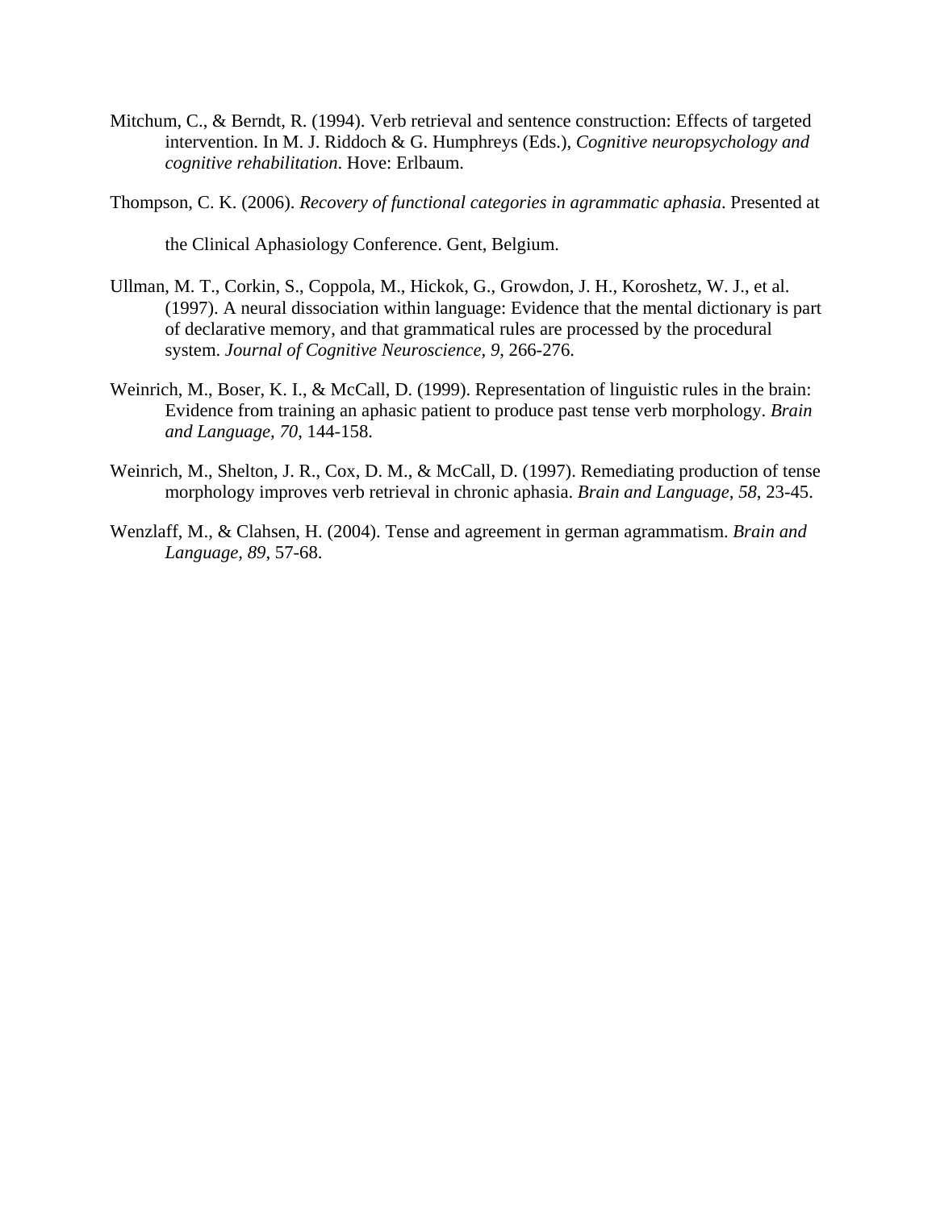Mitchum, C., & Berndt, R. (1994). Verb retrieval and sentence construction: Effects of targeted intervention. In M. J. Riddoch & G. Humphreys (Eds.), *Cognitive neuropsychology and cognitive rehabilitation*. Hove: Erlbaum.

Thompson, C. K. (2006). *Recovery of functional categories in agrammatic aphasia*. Presented at the Clinical Aphasiology Conference. Gent, Belgium.

Ullman, M. T., Corkin, S., Coppola, M., Hickok, G., Growdon, J. H., Koroshetz, W. J., et al. (1997). A neural dissociation within language: Evidence that the mental dictionary is part of declarative memory, and that grammatical rules are processed by the procedural system. *Journal of Cognitive Neuroscience, 9*, 266-276.

Weinrich, M., Boser, K. I., & McCall, D. (1999). Representation of linguistic rules in the brain: Evidence from training an aphasic patient to produce past tense verb morphology. *Brain and Language, 70*, 144-158.

Weinrich, M., Shelton, J. R., Cox, D. M., & McCall, D. (1997). Remediating production of tense morphology improves verb retrieval in chronic aphasia. *Brain and Language, 58*, 23-45.

Wenzlaff, M., & Clahsen, H. (2004). Tense and agreement in german agrammatism. *Brain and Language, 89*, 57-68.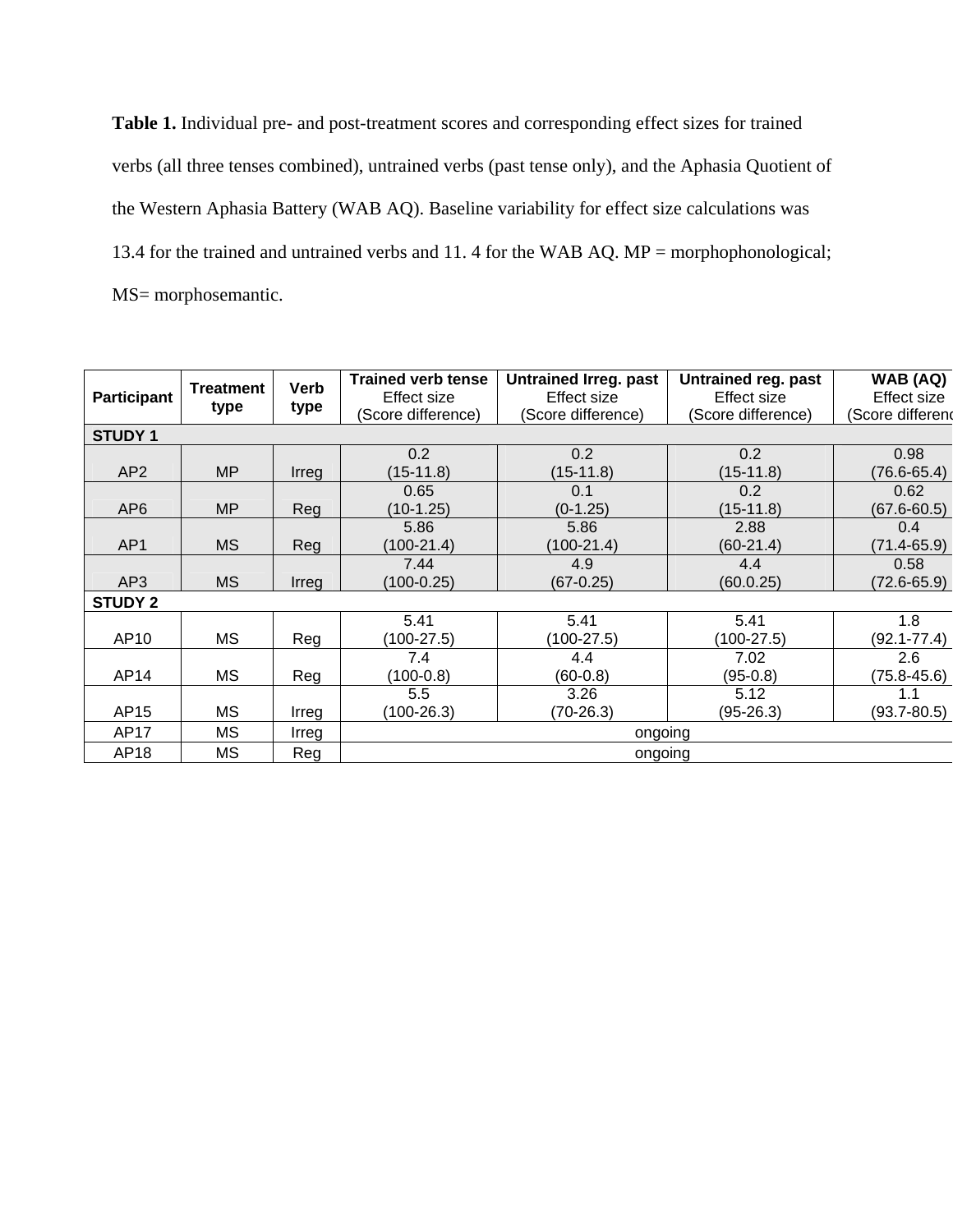**Table 1.** Individual pre- and post-treatment scores and corresponding effect sizes for trained verbs (all three tenses combined), untrained verbs (past tense only), and the Aphasia Quotient of the Western Aphasia Battery (WAB AQ). Baseline variability for effect size calculations was 13.4 for the trained and untrained verbs and 11. 4 for the WAB AQ. MP = morphophonological; MS= morphosemantic.

| Participant | Treatment type | Verb type | Trained verb tense Effect size (Score difference) | Untrained Irreg. past Effect size (Score difference) | Untrained reg. past Effect size (Score difference) | WAB (AQ) Effect size (Score difference) |
|---|---|---|---|---|---|---|
| **STUDY 1** | | | | | | |
| AP2 | MP | Irreg | 0.2 (15-11.8) | 0.2 (15-11.8) | 0.2 (15-11.8) | 0.98 (76.6-65.4) |
| AP6 | MP | Reg | 0.65 (10-1.25) | 0.1 (0-1.25) | 0.2 (15-11.8) | 0.62 (67.6-60.5) |
| AP1 | MS | Reg | 5.86 (100-21.4) | 5.86 (100-21.4) | 2.88 (60-21.4) | 0.4 (71.4-65.9) |
| AP3 | MS | Irreg | 7.44 (100-0.25) | 4.9 (67-0.25) | 4.4 (60.0.25) | 0.58 (72.6-65.9) |
| **STUDY 2** | | | | | | |
| AP10 | MS | Reg | 5.41 (100-27.5) | 5.41 (100-27.5) | 5.41 (100-27.5) | 1.8 (92.1-77.4) |
| AP14 | MS | Reg | 7.4 (100-0.8) | 4.4 (60-0.8) | 7.02 (95-0.8) | 2.6 (75.8-45.6) |
| AP15 | MS | Irreg | 5.5 (100-26.3) | 3.26 (70-26.3) | 5.12 (95-26.3) | 1.1 (93.7-80.5) |
| AP17 | MS | Irreg | ongoing | | | |
| AP18 | MS | Reg | ongoing | | | |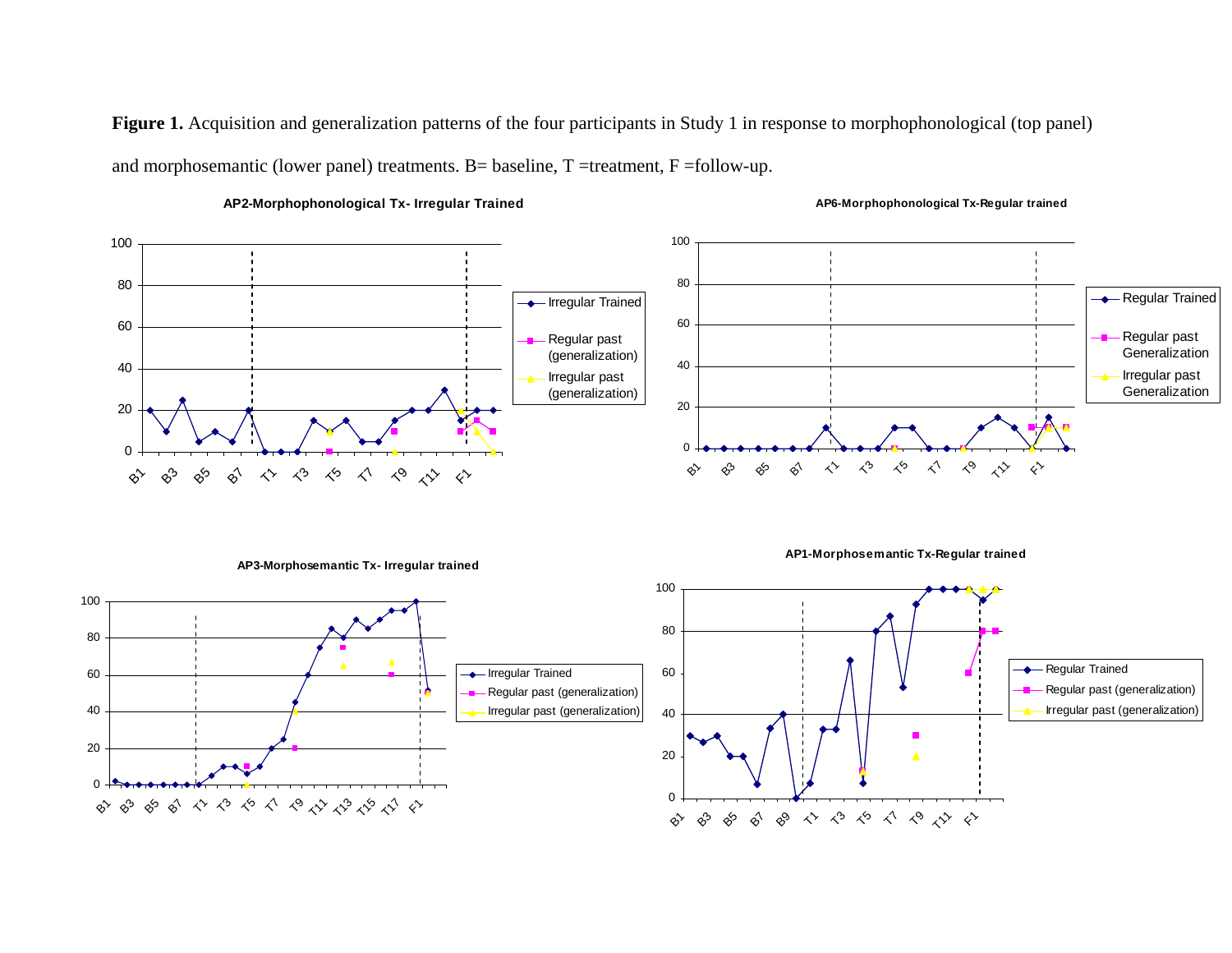**Figure 1.** Acquisition and generalization patterns of the four participants in Study 1 in response to morphophonological (top panel) and morphosemantic (lower panel) treatments. B= baseline, T =treatment, F =follow-up.

**AP2-Morphophonological Tx- Irregular Trained**

**AP6-Morphophonological Tx-Regular trained**

**AP3-Morphosemantic Tx- Irregular trained**

**AP1-Morphosemantic Tx-Regular trained**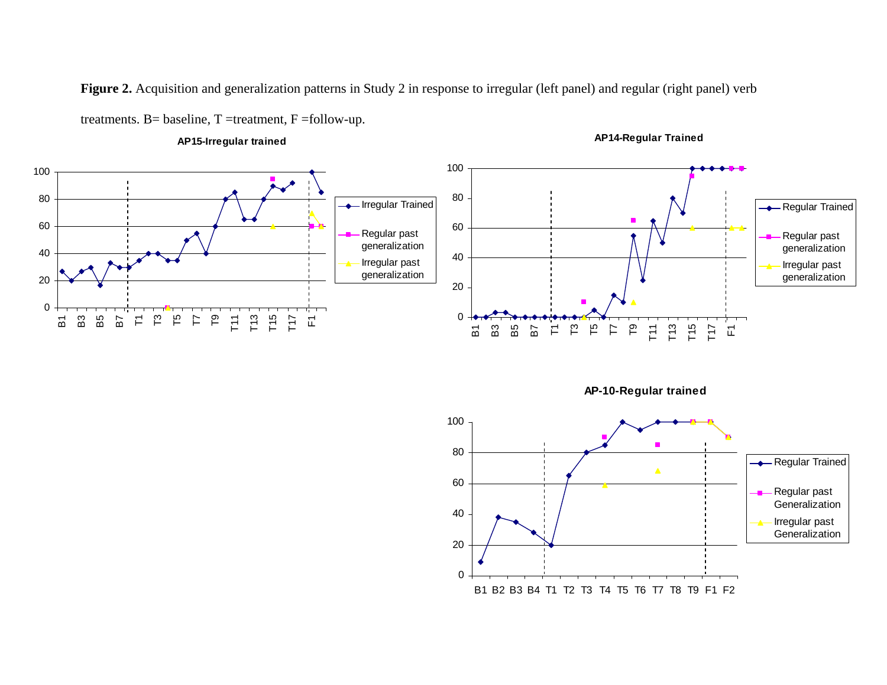**Figure 2.** Acquisition and generalization patterns in Study 2 in response to irregular (left panel) and regular (right panel) verb treatments. B= baseline, T =treatment, F =follow-up.

**AP15-Irregular trained**

100
80
60
40
20
0

B1 B3 B5 B7 T1 T3 T5 T7 T9 T11 T13 T15 T17 F1

Irregular Trained
Regular past generalization
Irregular past generalization

**AP14-Regular Trained**

100
80
60
40
20
0

B1 B3 B5 B7 T1 T3 T5 T7 T9 T11 T13 T15 T17 F1

Regular Trained
Regular past generalization
Irregular past generalization

**AP-10-Regular trained**

100
80
60
40
20
0

B1 B2 B3 B4 T1 T2 T3 T4 T5 T6 T7 T8 T9 F1 F2

Regular Trained
Regular past Generalization
Irregular past Generalization